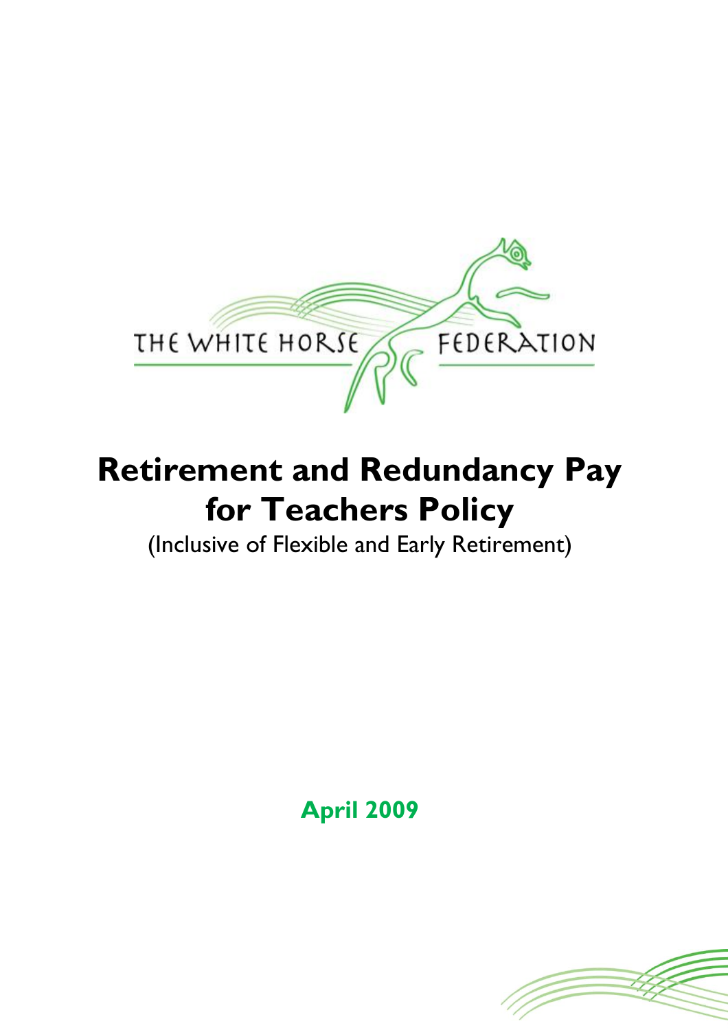THE WHITE HORSE FEDERATION

# Retirement and Redundancy Pay for Teachers Policy

(Inclusive of Flexible and Early Retirement)

**April 2009**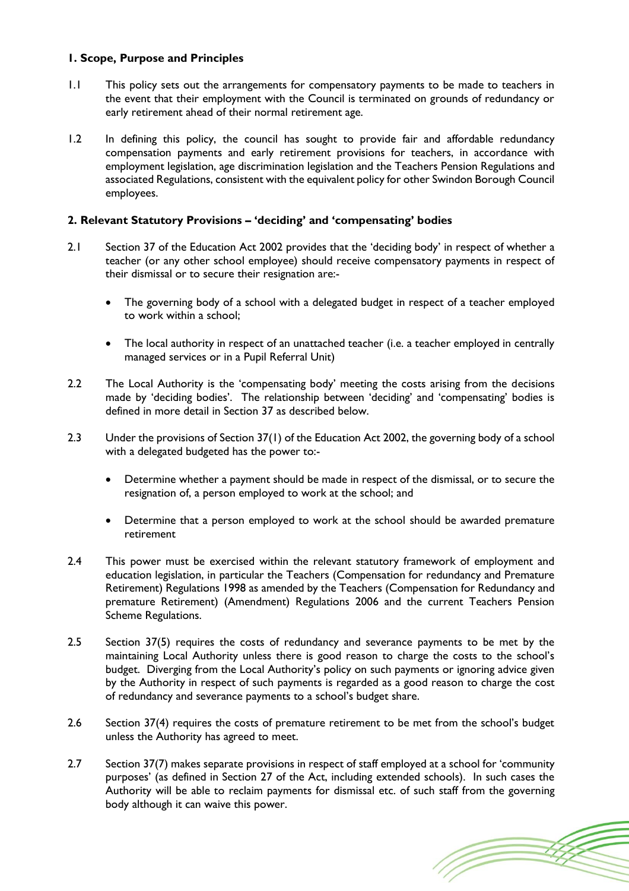## 1. Scope, Purpose and Principles

1.1 This policy sets out the arrangements for compensatory payments to be made to teachers in the event that their employment with the Council is terminated on grounds of redundancy or early retirement ahead of their normal retirement age.

1.2 In defining this policy, the council has sought to provide fair and affordable redundancy compensation payments and early retirement provisions for teachers, in accordance with employment legislation, age discrimination legislation and the Teachers Pension Regulations and associated Regulations, consistent with the equivalent policy for other Swindon Borough Council employees.

## 2. Relevant Statutory Provisions – 'deciding' and 'compensating' bodies

2.1 Section 37 of the Education Act 2002 provides that the 'deciding body' in respect of whether a teacher (or any other school employee) should receive compensatory payments in respect of their dismissal or to secure their resignation are:-

- The governing body of a school with a delegated budget in respect of a teacher employed to work within a school;
- The local authority in respect of an unattached teacher (i.e. a teacher employed in centrally managed services or in a Pupil Referral Unit)

2.2 The Local Authority is the 'compensating body' meeting the costs arising from the decisions made by 'deciding bodies'. The relationship between 'deciding' and 'compensating' bodies is defined in more detail in Section 37 as described below.

2.3 Under the provisions of Section 37(1) of the Education Act 2002, the governing body of a school with a delegated budgeted has the power to:-

- Determine whether a payment should be made in respect of the dismissal, or to secure the resignation of, a person employed to work at the school; and
- Determine that a person employed to work at the school should be awarded premature retirement

2.4 This power must be exercised within the relevant statutory framework of employment and education legislation, in particular the Teachers (Compensation for redundancy and Premature Retirement) Regulations 1998 as amended by the Teachers (Compensation for Redundancy and premature Retirement) (Amendment) Regulations 2006 and the current Teachers Pension Scheme Regulations.

2.5 Section 37(5) requires the costs of redundancy and severance payments to be met by the maintaining Local Authority unless there is good reason to charge the costs to the school's budget. Diverging from the Local Authority's policy on such payments or ignoring advice given by the Authority in respect of such payments is regarded as a good reason to charge the cost of redundancy and severance payments to a school's budget share.

2.6 Section 37(4) requires the costs of premature retirement to be met from the school's budget unless the Authority has agreed to meet.

2.7 Section 37(7) makes separate provisions in respect of staff employed at a school for 'community purposes' (as defined in Section 27 of the Act, including extended schools). In such cases the Authority will be able to reclaim payments for dismissal etc. of such staff from the governing body although it can waive this power.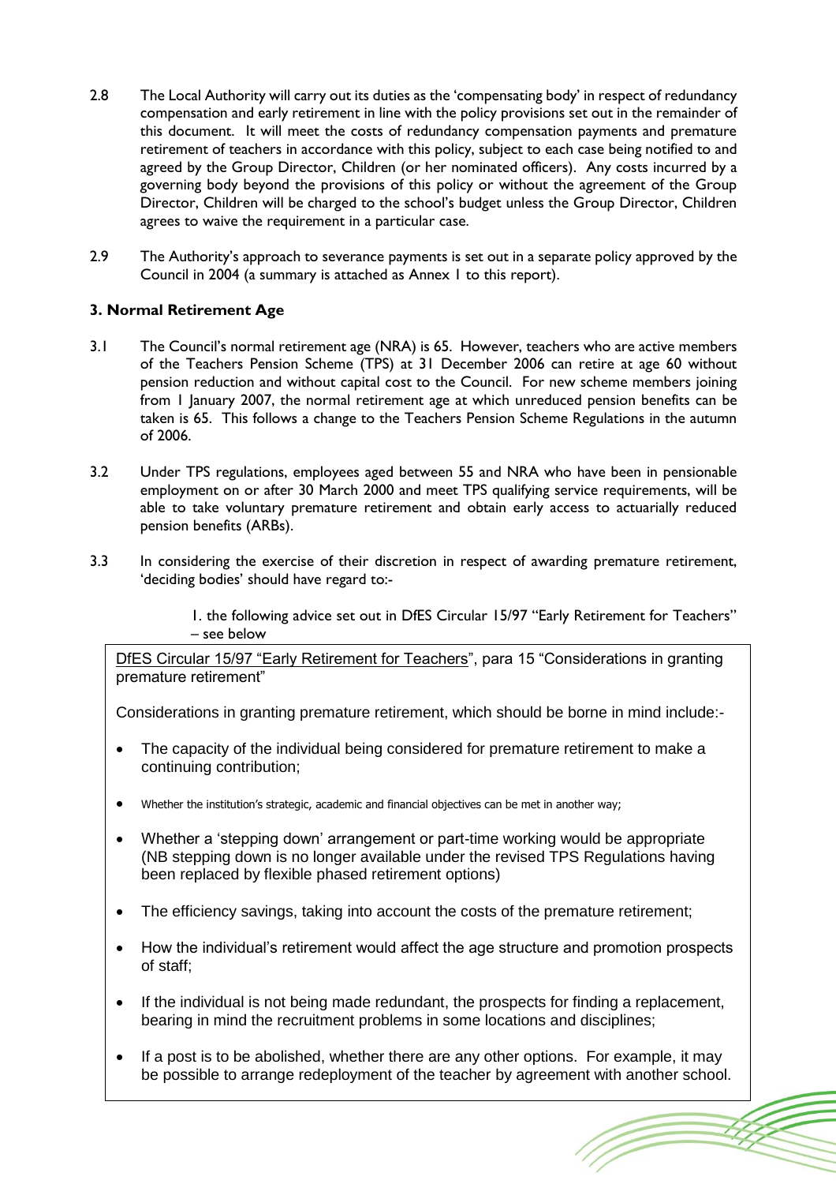2.8 The Local Authority will carry out its duties as the 'compensating body' in respect of redundancy compensation and early retirement in line with the policy provisions set out in the remainder of this document. It will meet the costs of redundancy compensation payments and premature retirement of teachers in accordance with this policy, subject to each case being notified to and agreed by the Group Director, Children (or her nominated officers). Any costs incurred by a governing body beyond the provisions of this policy or without the agreement of the Group Director, Children will be charged to the school's budget unless the Group Director, Children agrees to waive the requirement in a particular case.

2.9 The Authority's approach to severance payments is set out in a separate policy approved by the Council in 2004 (a summary is attached as Annex 1 to this report).

### 3. Normal Retirement Age

3.1 The Council's normal retirement age (NRA) is 65. However, teachers who are active members of the Teachers Pension Scheme (TPS) at 31 December 2006 can retire at age 60 without pension reduction and without capital cost to the Council. For new scheme members joining from 1 January 2007, the normal retirement age at which unreduced pension benefits can be taken is 65. This follows a change to the Teachers Pension Scheme Regulations in the autumn of 2006.

3.2 Under TPS regulations, employees aged between 55 and NRA who have been in pensionable employment on or after 30 March 2000 and meet TPS qualifying service requirements, will be able to take voluntary premature retirement and obtain early access to actuarially reduced pension benefits (ARBs).

3.3 In considering the exercise of their discretion in respect of awarding premature retirement, 'deciding bodies' should have regard to:-

1. the following advice set out in DfES Circular 15/97 "Early Retirement for Teachers" – see below

> DfES Circular 15/97 "Early Retirement for Teachers", para 15 "Considerations in granting premature retirement"
>
> Considerations in granting premature retirement, which should be borne in mind include:-
>
> - The capacity of the individual being considered for premature retirement to make a continuing contribution;
> - Whether the institution's strategic, academic and financial objectives can be met in another way;
> - Whether a 'stepping down' arrangement or part-time working would be appropriate (NB stepping down is no longer available under the revised TPS Regulations having been replaced by flexible phased retirement options)
> - The efficiency savings, taking into account the costs of the premature retirement;
> - How the individual's retirement would affect the age structure and promotion prospects of staff;
> - If the individual is not being made redundant, the prospects for finding a replacement, bearing in mind the recruitment problems in some locations and disciplines;
> - If a post is to be abolished, whether there are any other options. For example, it may be possible to arrange redeployment of the teacher by agreement with another school.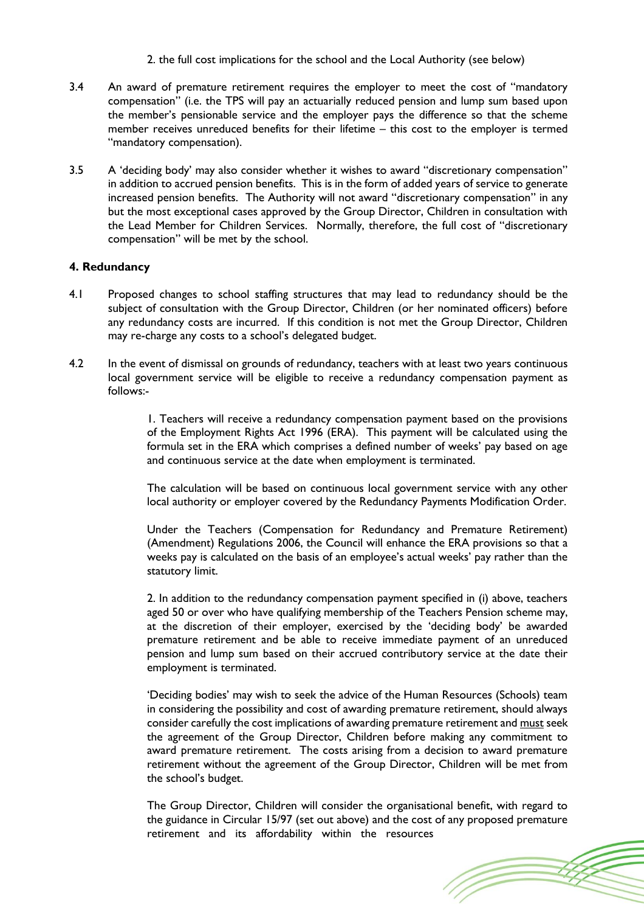2. the full cost implications for the school and the Local Authority (see below)

3.4 An award of premature retirement requires the employer to meet the cost of "mandatory compensation" (i.e. the TPS will pay an actuarially reduced pension and lump sum based upon the member's pensionable service and the employer pays the difference so that the scheme member receives unreduced benefits for their lifetime – this cost to the employer is termed "mandatory compensation).

3.5 A 'deciding body' may also consider whether it wishes to award "discretionary compensation" in addition to accrued pension benefits. This is in the form of added years of service to generate increased pension benefits. The Authority will not award "discretionary compensation" in any but the most exceptional cases approved by the Group Director, Children in consultation with the Lead Member for Children Services. Normally, therefore, the full cost of "discretionary compensation" will be met by the school.

**4. Redundancy**

4.1 Proposed changes to school staffing structures that may lead to redundancy should be the subject of consultation with the Group Director, Children (or her nominated officers) before any redundancy costs are incurred. If this condition is not met the Group Director, Children may re-charge any costs to a school's delegated budget.

4.2 In the event of dismissal on grounds of redundancy, teachers with at least two years continuous local government service will be eligible to receive a redundancy compensation payment as follows:-

1. Teachers will receive a redundancy compensation payment based on the provisions of the Employment Rights Act 1996 (ERA). This payment will be calculated using the formula set in the ERA which comprises a defined number of weeks' pay based on age and continuous service at the date when employment is terminated.

The calculation will be based on continuous local government service with any other local authority or employer covered by the Redundancy Payments Modification Order.

Under the Teachers (Compensation for Redundancy and Premature Retirement) (Amendment) Regulations 2006, the Council will enhance the ERA provisions so that a weeks pay is calculated on the basis of an employee's actual weeks' pay rather than the statutory limit.

2. In addition to the redundancy compensation payment specified in (i) above, teachers aged 50 or over who have qualifying membership of the Teachers Pension scheme may, at the discretion of their employer, exercised by the 'deciding body' be awarded premature retirement and be able to receive immediate payment of an unreduced pension and lump sum based on their accrued contributory service at the date their employment is terminated.

'Deciding bodies' may wish to seek the advice of the Human Resources (Schools) team in considering the possibility and cost of awarding premature retirement, should always consider carefully the cost implications of awarding premature retirement and <u>must</u> seek the agreement of the Group Director, Children before making any commitment to award premature retirement. The costs arising from a decision to award premature retirement without the agreement of the Group Director, Children will be met from the school's budget.

The Group Director, Children will consider the organisational benefit, with regard to the guidance in Circular 15/97 (set out above) and the cost of any proposed premature retirement and its affordability within the resources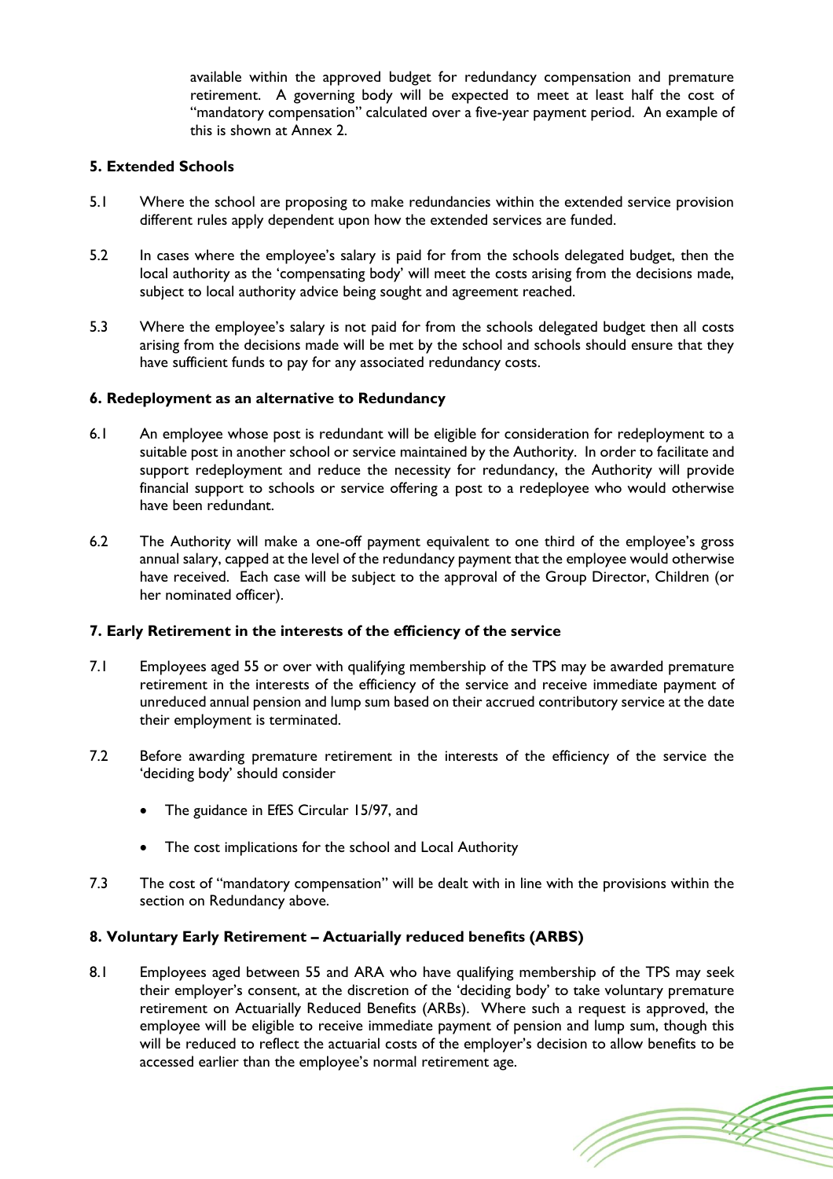available within the approved budget for redundancy compensation and premature retirement. A governing body will be expected to meet at least half the cost of "mandatory compensation" calculated over a five-year payment period. An example of this is shown at Annex 2.

## 5. Extended Schools

5.1 Where the school are proposing to make redundancies within the extended service provision different rules apply dependent upon how the extended services are funded.

5.2 In cases where the employee's salary is paid for from the schools delegated budget, then the local authority as the 'compensating body' will meet the costs arising from the decisions made, subject to local authority advice being sought and agreement reached.

5.3 Where the employee's salary is not paid for from the schools delegated budget then all costs arising from the decisions made will be met by the school and schools should ensure that they have sufficient funds to pay for any associated redundancy costs.

## 6. Redeployment as an alternative to Redundancy

6.1 An employee whose post is redundant will be eligible for consideration for redeployment to a suitable post in another school or service maintained by the Authority. In order to facilitate and support redeployment and reduce the necessity for redundancy, the Authority will provide financial support to schools or service offering a post to a redeployee who would otherwise have been redundant.

6.2 The Authority will make a one-off payment equivalent to one third of the employee's gross annual salary, capped at the level of the redundancy payment that the employee would otherwise have received. Each case will be subject to the approval of the Group Director, Children (or her nominated officer).

## 7. Early Retirement in the interests of the efficiency of the service

7.1 Employees aged 55 or over with qualifying membership of the TPS may be awarded premature retirement in the interests of the efficiency of the service and receive immediate payment of unreduced annual pension and lump sum based on their accrued contributory service at the date their employment is terminated.

7.2 Before awarding premature retirement in the interests of the efficiency of the service the 'deciding body' should consider

- The guidance in EfES Circular 15/97, and
- The cost implications for the school and Local Authority

7.3 The cost of "mandatory compensation" will be dealt with in line with the provisions within the section on Redundancy above.

## 8. Voluntary Early Retirement – Actuarially reduced benefits (ARBS)

8.1 Employees aged between 55 and ARA who have qualifying membership of the TPS may seek their employer's consent, at the discretion of the 'deciding body' to take voluntary premature retirement on Actuarially Reduced Benefits (ARBs). Where such a request is approved, the employee will be eligible to receive immediate payment of pension and lump sum, though this will be reduced to reflect the actuarial costs of the employer's decision to allow benefits to be accessed earlier than the employee's normal retirement age.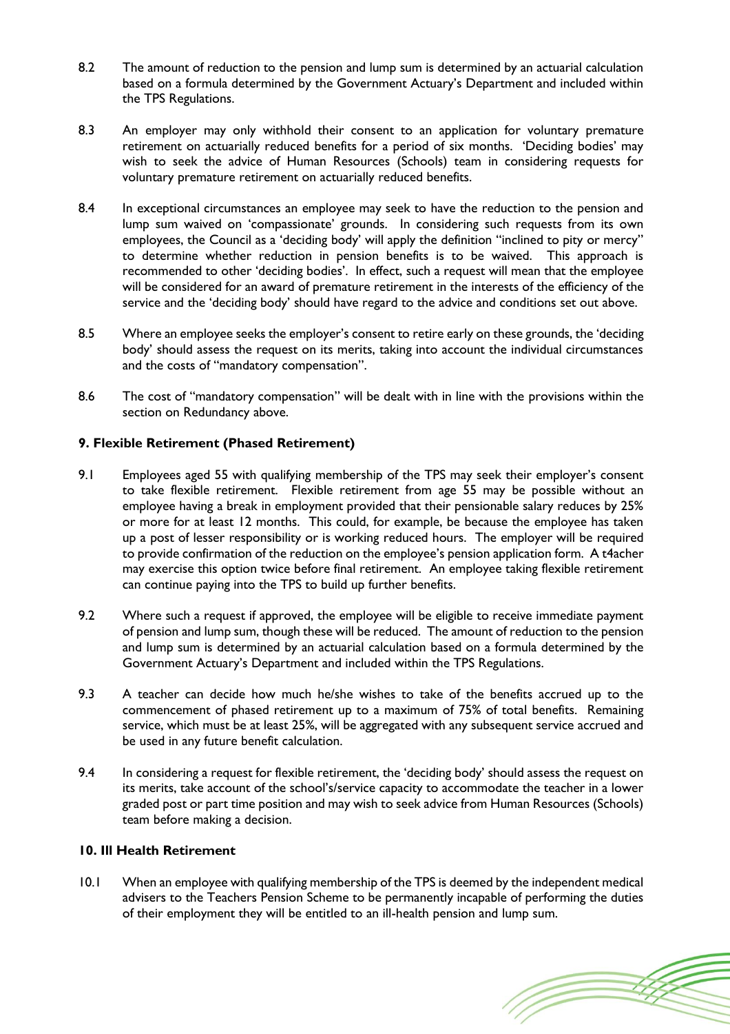8.2 The amount of reduction to the pension and lump sum is determined by an actuarial calculation based on a formula determined by the Government Actuary's Department and included within the TPS Regulations.

8.3 An employer may only withhold their consent to an application for voluntary premature retirement on actuarially reduced benefits for a period of six months. 'Deciding bodies' may wish to seek the advice of Human Resources (Schools) team in considering requests for voluntary premature retirement on actuarially reduced benefits.

8.4 In exceptional circumstances an employee may seek to have the reduction to the pension and lump sum waived on 'compassionate' grounds. In considering such requests from its own employees, the Council as a 'deciding body' will apply the definition "inclined to pity or mercy" to determine whether reduction in pension benefits is to be waived. This approach is recommended to other 'deciding bodies'. In effect, such a request will mean that the employee will be considered for an award of premature retirement in the interests of the efficiency of the service and the 'deciding body' should have regard to the advice and conditions set out above.

8.5 Where an employee seeks the employer's consent to retire early on these grounds, the 'deciding body' should assess the request on its merits, taking into account the individual circumstances and the costs of "mandatory compensation".

8.6 The cost of "mandatory compensation" will be dealt with in line with the provisions within the section on Redundancy above.

### 9. Flexible Retirement (Phased Retirement)

9.1 Employees aged 55 with qualifying membership of the TPS may seek their employer's consent to take flexible retirement. Flexible retirement from age 55 may be possible without an employee having a break in employment provided that their pensionable salary reduces by 25% or more for at least 12 months. This could, for example, be because the employee has taken up a post of lesser responsibility or is working reduced hours. The employer will be required to provide confirmation of the reduction on the employee's pension application form. A t4acher may exercise this option twice before final retirement. An employee taking flexible retirement can continue paying into the TPS to build up further benefits.

9.2 Where such a request if approved, the employee will be eligible to receive immediate payment of pension and lump sum, though these will be reduced. The amount of reduction to the pension and lump sum is determined by an actuarial calculation based on a formula determined by the Government Actuary's Department and included within the TPS Regulations.

9.3 A teacher can decide how much he/she wishes to take of the benefits accrued up to the commencement of phased retirement up to a maximum of 75% of total benefits. Remaining service, which must be at least 25%, will be aggregated with any subsequent service accrued and be used in any future benefit calculation.

9.4 In considering a request for flexible retirement, the 'deciding body' should assess the request on its merits, take account of the school's/service capacity to accommodate the teacher in a lower graded post or part time position and may wish to seek advice from Human Resources (Schools) team before making a decision.

### 10. Ill Health Retirement

10.1 When an employee with qualifying membership of the TPS is deemed by the independent medical advisers to the Teachers Pension Scheme to be permanently incapable of performing the duties of their employment they will be entitled to an ill-health pension and lump sum.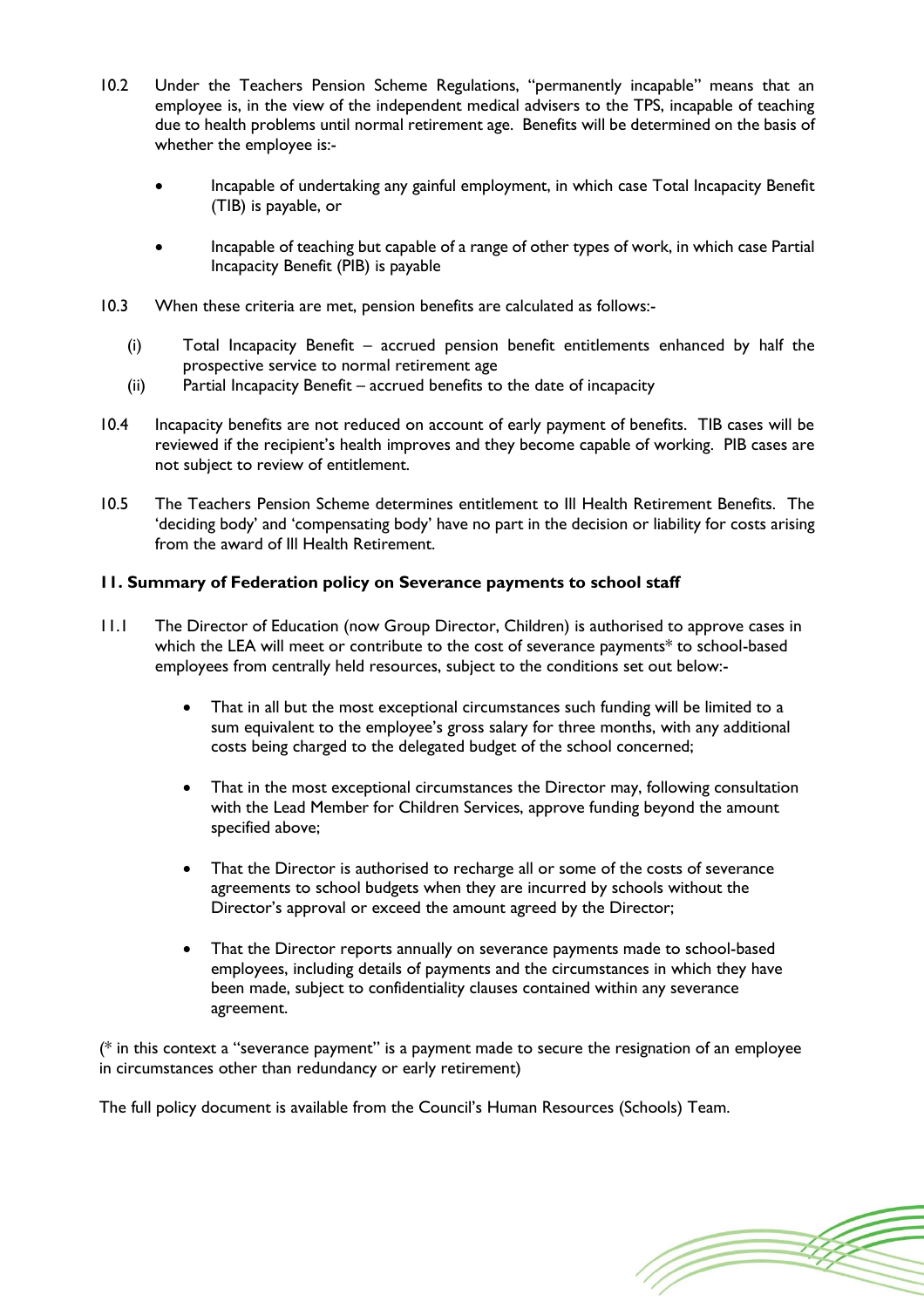10.2 Under the Teachers Pension Scheme Regulations, "permanently incapable" means that an employee is, in the view of the independent medical advisers to the TPS, incapable of teaching due to health problems until normal retirement age. Benefits will be determined on the basis of whether the employee is:-

- Incapable of undertaking any gainful employment, in which case Total Incapacity Benefit (TIB) is payable, or
- Incapable of teaching but capable of a range of other types of work, in which case Partial Incapacity Benefit (PIB) is payable

10.3 When these criteria are met, pension benefits are calculated as follows:-

(i) Total Incapacity Benefit – accrued pension benefit entitlements enhanced by half the prospective service to normal retirement age

(ii) Partial Incapacity Benefit – accrued benefits to the date of incapacity

10.4 Incapacity benefits are not reduced on account of early payment of benefits. TIB cases will be reviewed if the recipient's health improves and they become capable of working. PIB cases are not subject to review of entitlement.

10.5 The Teachers Pension Scheme determines entitlement to Ill Health Retirement Benefits. The 'deciding body' and 'compensating body' have no part in the decision or liability for costs arising from the award of Ill Health Retirement.

## 11. Summary of Federation policy on Severance payments to school staff

11.1 The Director of Education (now Group Director, Children) is authorised to approve cases in which the LEA will meet or contribute to the cost of severance payments* to school-based employees from centrally held resources, subject to the conditions set out below:-

- That in all but the most exceptional circumstances such funding will be limited to a sum equivalent to the employee's gross salary for three months, with any additional costs being charged to the delegated budget of the school concerned;
- That in the most exceptional circumstances the Director may, following consultation with the Lead Member for Children Services, approve funding beyond the amount specified above;
- That the Director is authorised to recharge all or some of the costs of severance agreements to school budgets when they are incurred by schools without the Director's approval or exceed the amount agreed by the Director;
- That the Director reports annually on severance payments made to school-based employees, including details of payments and the circumstances in which they have been made, subject to confidentiality clauses contained within any severance agreement.

(* in this context a "severance payment" is a payment made to secure the resignation of an employee in circumstances other than redundancy or early retirement)

The full policy document is available from the Council's Human Resources (Schools) Team.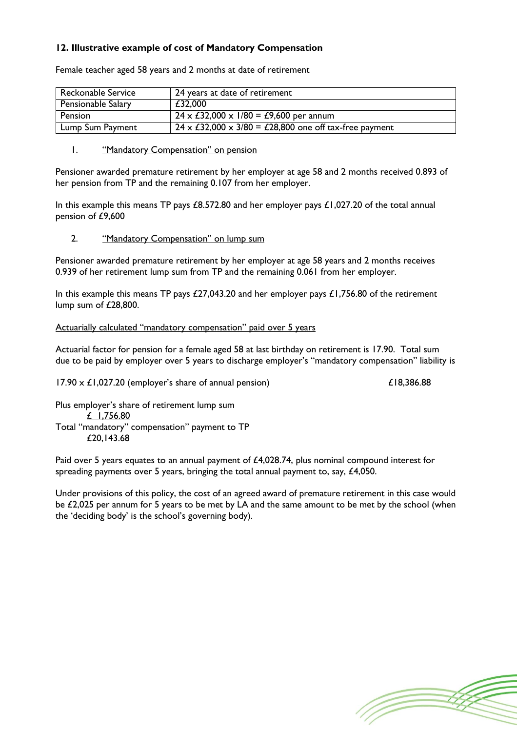### 12. Illustrative example of cost of Mandatory Compensation

Female teacher aged 58 years and 2 months at date of retirement

| | |
|---|---|
| Reckonable Service | 24 years at date of retirement |
| Pensionable Salary | £32,000 |
| Pension | 24 x £32,000 x 1/80 = £9,600 per annum |
| Lump Sum Payment | 24 x £32,000 x 3/80 = £28,800 one off tax-free payment |

1. "Mandatory Compensation" on pension

Pensioner awarded premature retirement by her employer at age 58 and 2 months received 0.893 of her pension from TP and the remaining 0.107 from her employer.

In this example this means TP pays £8.572.80 and her employer pays £1,027.20 of the total annual pension of £9,600

2. "Mandatory Compensation" on lump sum

Pensioner awarded premature retirement by her employer at age 58 years and 2 months receives 0.939 of her retirement lump sum from TP and the remaining 0.061 from her employer.

In this example this means TP pays £27,043.20 and her employer pays £1,756.80 of the retirement lump sum of £28,800.

Actuarially calculated "mandatory compensation" paid over 5 years

Actuarial factor for pension for a female aged 58 at last birthday on retirement is 17.90. Total sum due to be paid by employer over 5 years to discharge employer's "mandatory compensation" liability is

17.90 x £1,027.20 (employer's share of annual pension) £18,386.88

Plus employer's share of retirement lump sum £ 1,756.80

Total "mandatory" compensation" payment to TP £20,143.68

Paid over 5 years equates to an annual payment of £4,028.74, plus nominal compound interest for spreading payments over 5 years, bringing the total annual payment to, say, £4,050.

Under provisions of this policy, the cost of an agreed award of premature retirement in this case would be £2,025 per annum for 5 years to be met by LA and the same amount to be met by the school (when the 'deciding body' is the school's governing body).